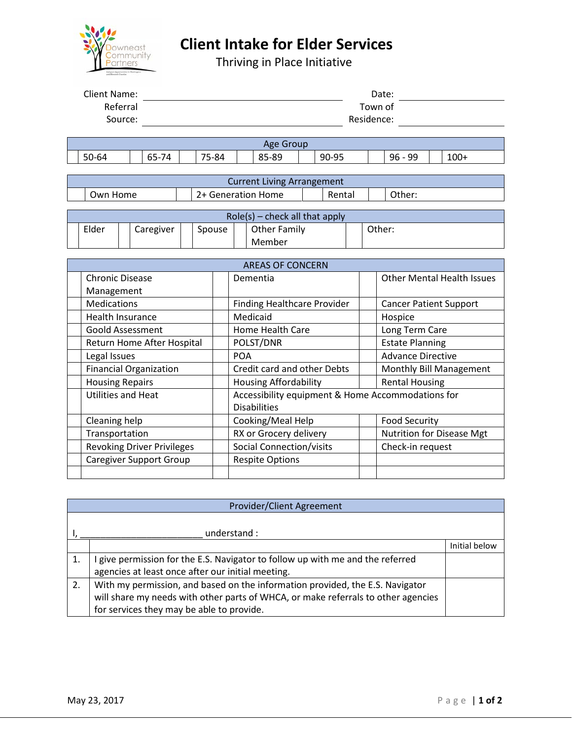Downeast Community Partners

# Client Intake for Elder Services

Thriving in Place Initiative

Client Name: ______________________________ Date: ________________

Referral Source: ______________________________ Town of Residence: ________________

| Age Group | | | | | | | | | | | | | |
|---|---|---|---|---|---|---|---|---|---|---|---|---|---|
| | 50-64 | | 65-74 | | 75-84 | | 85-89 | | 90-95 | | 96 - 99 | | 100+ |

| Current Living Arrangement | | | | | | | |
|---|---|---|---|---|---|---|---|
| | Own Home | | 2+ Generation Home | | Rental | | Other: |

| Role(s) – check all that apply | | | | | | | | | |
|---|---|---|---|---|---|---|---|---|---|
| | Elder | | Caregiver | | Spouse | | Other Family Member | | Other: |

| AREAS OF CONCERN | | | | | |
|---|---|---|---|---|---|
| | Chronic Disease Management | | Dementia | | Other Mental Health Issues |
| | Medications | | Finding Healthcare Provider | | Cancer Patient Support |
| | Health Insurance | | Medicaid | | Hospice |
| | Goold Assessment | | Home Health Care | | Long Term Care |
| | Return Home After Hospital | | POLST/DNR | | Estate Planning |
| | Legal Issues | | POA | | Advance Directive |
| | Financial Organization | | Credit card and other Debts | | Monthly Bill Management |
| | Housing Repairs | | Housing Affordability | | Rental Housing |
| | Utilities and Heat | | Accessibility equipment & Home Accommodations for Disabilities | | |
| | Cleaning help | | Cooking/Meal Help | | Food Security |
| | Transportation | | RX or Grocery delivery | | Nutrition for Disease Mgt |
| | Revoking Driver Privileges | | Social Connection/visits | | Check-in request |
| | Caregiver Support Group | | Respite Options | | |
| | | | | | |

| Provider/Client Agreement | | |
|---|---|---|
| I, ________________________ understand : | | |
| | | Initial below |
| 1. | I give permission for the E.S. Navigator to follow up with me and the referred agencies at least once after our initial meeting. | |
| 2. | With my permission, and based on the information provided, the E.S. Navigator will share my needs with other parts of WHCA, or make referrals to other agencies for services they may be able to provide. | |

May 23, 2017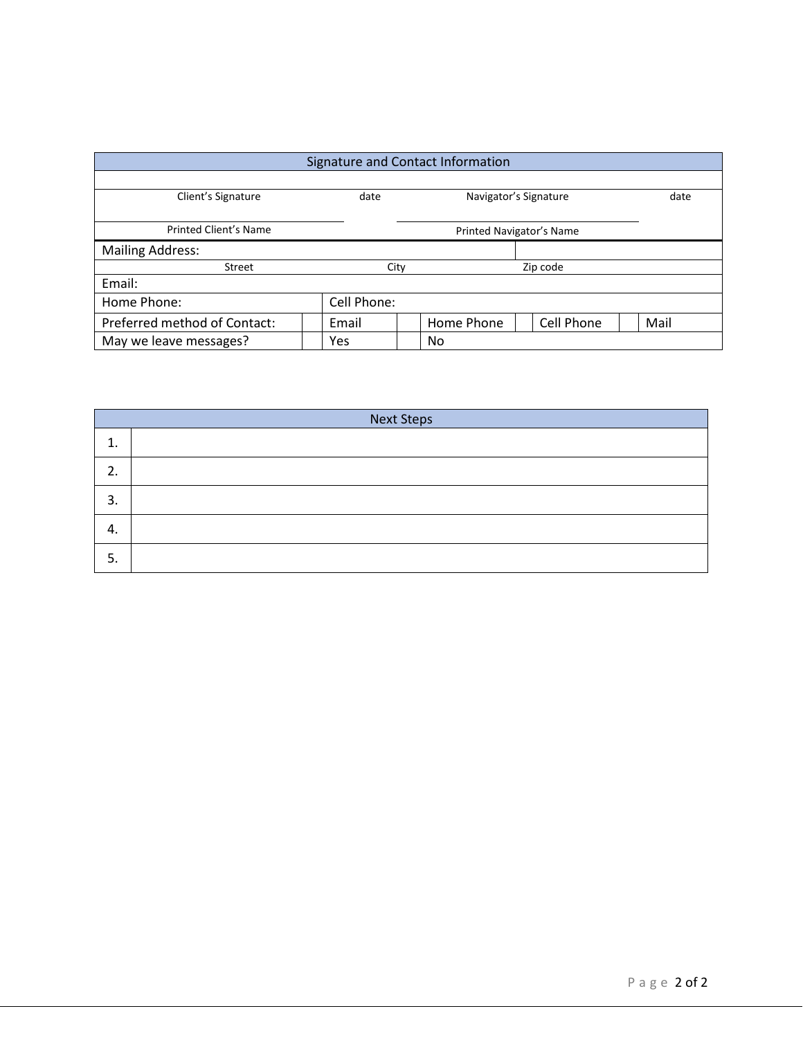## Signature and Contact Information

| | | | |
|---|---|---|---|
| Client's Signature | date | Navigator's Signature | date |
| Printed Client's Name | | Printed Navigator's Name | |

| | | | | | | | |
|---|---|---|---|---|---|---|---|
| Mailing Address: | | | | | | | |
| Street | | City | | | Zip code | | |
| Email: | | | | | | | |
| Home Phone: | | Cell Phone: | | | | | |
| Preferred method of Contact: | | Email | | Home Phone | | Cell Phone | Mail |
| May we leave messages? | | Yes | | No | | | |

## Next Steps

| | |
|---|---|
| 1. | |
| 2. | |
| 3. | |
| 4. | |
| 5. | |